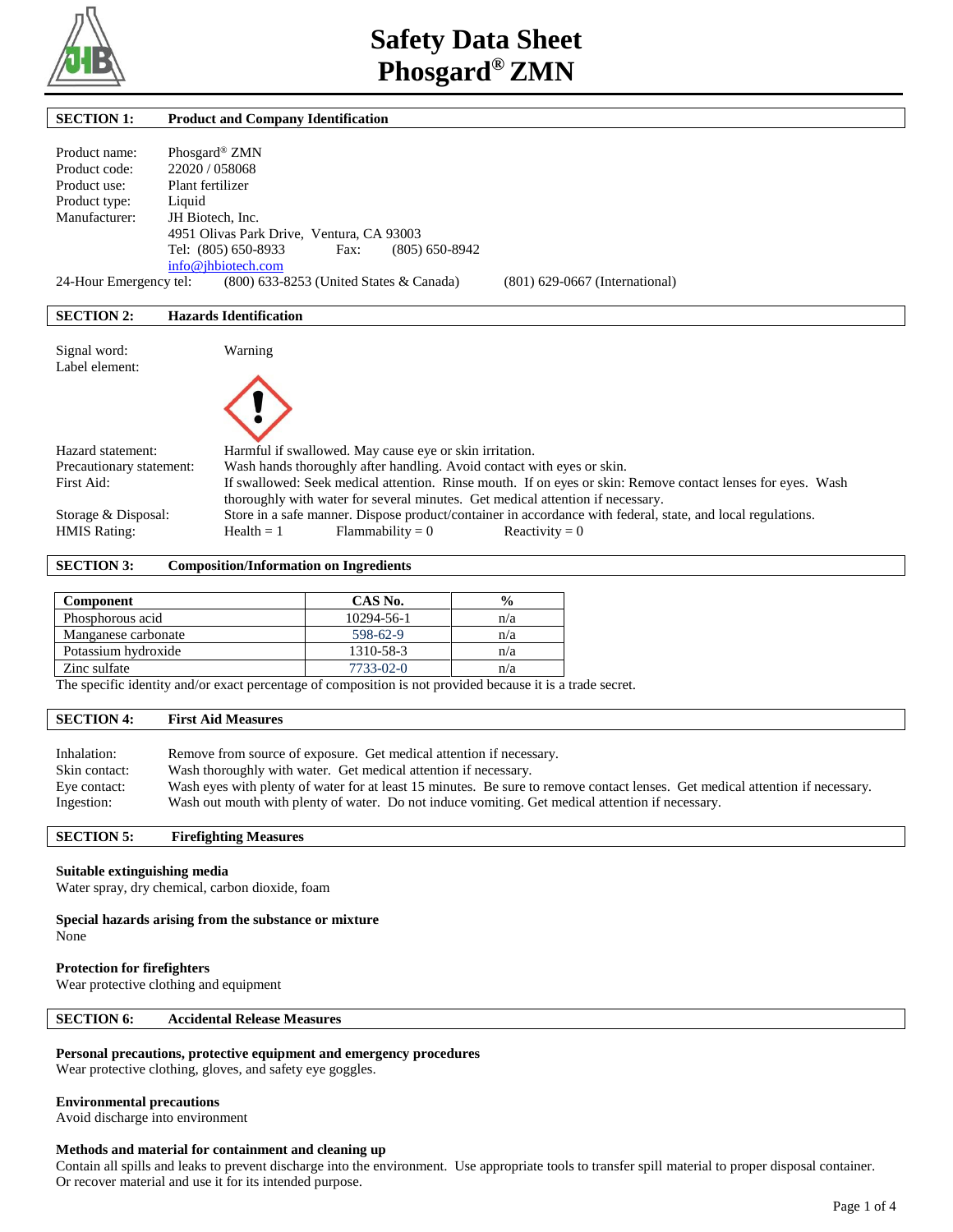# Safety Data Sheet
# Phosgard® ZMN

## SECTION 1: Product and Company Identification

Product name: Phosgard® ZMN
Product code: 22020 / 058068
Product use: Plant fertilizer
Product type: Liquid
Manufacturer: JH Biotech, Inc.
4951 Olivas Park Drive, Ventura, CA 93003
Tel: (805) 650-8933 Fax: (805) 650-8942
info@jhbiotech.com
24-Hour Emergency tel: (800) 633-8253 (United States & Canada) (801) 629-0667 (International)

## SECTION 2: Hazards Identification

Signal word: Warning
Label element:

Hazard statement: Harmful if swallowed. May cause eye or skin irritation.
Precautionary statement: Wash hands thoroughly after handling. Avoid contact with eyes or skin.
First Aid: If swallowed: Seek medical attention. Rinse mouth. If on eyes or skin: Remove contact lenses for eyes. Wash thoroughly with water for several minutes. Get medical attention if necessary.
Storage & Disposal: Store in a safe manner. Dispose product/container in accordance with federal, state, and local regulations.
HMIS Rating: Health = 1 Flammability = 0 Reactivity = 0

## SECTION 3: Composition/Information on Ingredients

| Component | CAS No. | % |
|---|---|---|
| Phosphorous acid | 10294-56-1 | n/a |
| Manganese carbonate | 598-62-9 | n/a |
| Potassium hydroxide | 1310-58-3 | n/a |
| Zinc sulfate | 7733-02-0 | n/a |

The specific identity and/or exact percentage of composition is not provided because it is a trade secret.

## SECTION 4: First Aid Measures

Inhalation: Remove from source of exposure. Get medical attention if necessary.
Skin contact: Wash thoroughly with water. Get medical attention if necessary.
Eye contact: Wash eyes with plenty of water for at least 15 minutes. Be sure to remove contact lenses. Get medical attention if necessary.
Ingestion: Wash out mouth with plenty of water. Do not induce vomiting. Get medical attention if necessary.

## SECTION 5: Firefighting Measures

**Suitable extinguishing media**
Water spray, dry chemical, carbon dioxide, foam

**Special hazards arising from the substance or mixture**
None

**Protection for firefighters**
Wear protective clothing and equipment

## SECTION 6: Accidental Release Measures

**Personal precautions, protective equipment and emergency procedures**
Wear protective clothing, gloves, and safety eye goggles.

**Environmental precautions**
Avoid discharge into environment

**Methods and material for containment and cleaning up**
Contain all spills and leaks to prevent discharge into the environment. Use appropriate tools to transfer spill material to proper disposal container. Or recover material and use it for its intended purpose.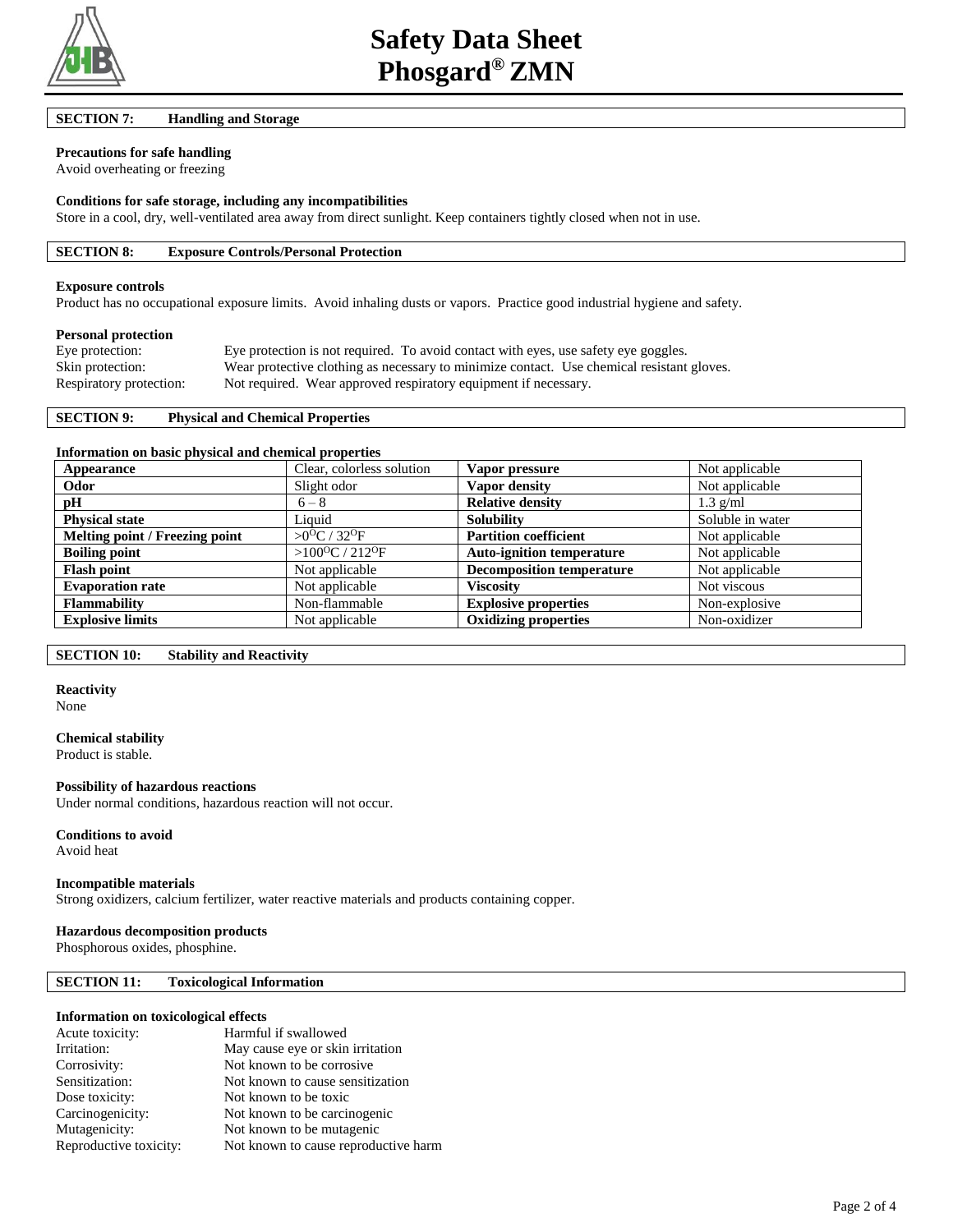# Safety Data Sheet
# Phosgard® ZMN

## SECTION 7: Handling and Storage

**Precautions for safe handling**

Avoid overheating or freezing

**Conditions for safe storage, including any incompatibilities**

Store in a cool, dry, well-ventilated area away from direct sunlight. Keep containers tightly closed when not in use.

## SECTION 8: Exposure Controls/Personal Protection

**Exposure controls**

Product has no occupational exposure limits. Avoid inhaling dusts or vapors. Practice good industrial hygiene and safety.

**Personal protection**

| | |
|---|---|
| Eye protection: | Eye protection is not required. To avoid contact with eyes, use safety eye goggles. |
| Skin protection: | Wear protective clothing as necessary to minimize contact. Use chemical resistant gloves. |
| Respiratory protection: | Not required. Wear approved respiratory equipment if necessary. |

## SECTION 9: Physical and Chemical Properties

**Information on basic physical and chemical properties**

| Appearance | Clear, colorless solution | Vapor pressure | Not applicable |
|---|---|---|---|
| **Odor** | Slight odor | **Vapor density** | Not applicable |
| **pH** | 6 – 8 | **Relative density** | 1.3 g/ml |
| **Physical state** | Liquid | **Solubility** | Soluble in water |
| **Melting point / Freezing point** | >0$^{O}$C / 32$^{O}$F | **Partition coefficient** | Not applicable |
| **Boiling point** | >100$^{O}$C / 212$^{O}$F | **Auto-ignition temperature** | Not applicable |
| **Flash point** | Not applicable | **Decomposition temperature** | Not applicable |
| **Evaporation rate** | Not applicable | **Viscosity** | Not viscous |
| **Flammability** | Non-flammable | **Explosive properties** | Non-explosive |
| **Explosive limits** | Not applicable | **Oxidizing properties** | Non-oxidizer |

## SECTION 10: Stability and Reactivity

**Reactivity**

None

**Chemical stability**

Product is stable.

**Possibility of hazardous reactions**

Under normal conditions, hazardous reaction will not occur.

**Conditions to avoid**

Avoid heat

**Incompatible materials**

Strong oxidizers, calcium fertilizer, water reactive materials and products containing copper.

**Hazardous decomposition products**

Phosphorous oxides, phosphine.

## SECTION 11: Toxicological Information

**Information on toxicological effects**

| | |
|---|---|
| Acute toxicity: | Harmful if swallowed |
| Irritation: | May cause eye or skin irritation |
| Corrosivity: | Not known to be corrosive |
| Sensitization: | Not known to cause sensitization |
| Dose toxicity: | Not known to be toxic |
| Carcinogenicity: | Not known to be carcinogenic |
| Mutagenicity: | Not known to be mutagenic |
| Reproductive toxicity: | Not known to cause reproductive harm |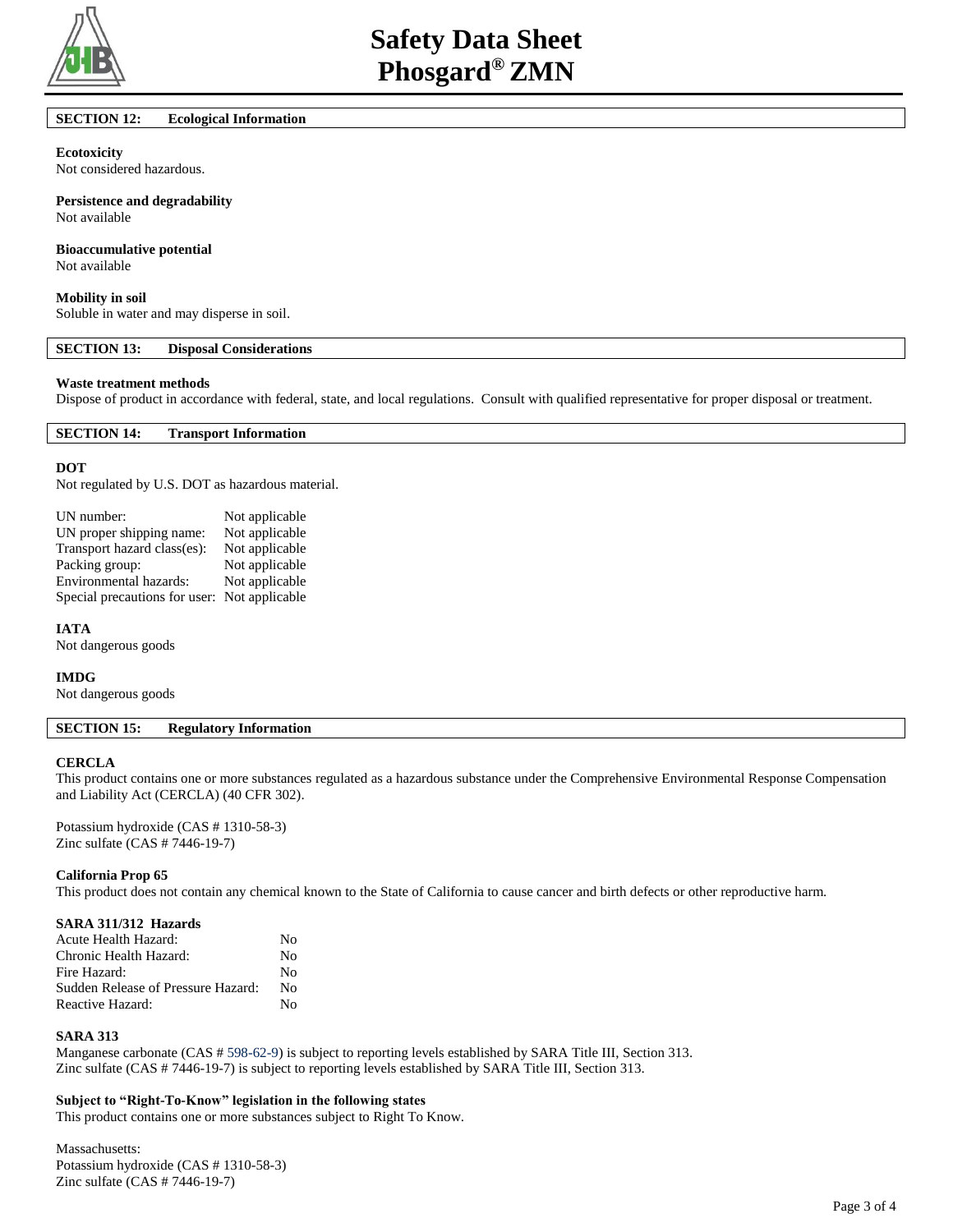# Safety Data Sheet Phosgard® ZMN

## SECTION 12: Ecological Information

**Ecotoxicity**
Not considered hazardous.

**Persistence and degradability**
Not available

**Bioaccumulative potential**
Not available

**Mobility in soil**
Soluble in water and may disperse in soil.

## SECTION 13: Disposal Considerations

**Waste treatment methods**
Dispose of product in accordance with federal, state, and local regulations. Consult with qualified representative for proper disposal or treatment.

## SECTION 14: Transport Information

**DOT**
Not regulated by U.S. DOT as hazardous material.

| | |
|---|---|
| UN number: | Not applicable |
| UN proper shipping name: | Not applicable |
| Transport hazard class(es): | Not applicable |
| Packing group: | Not applicable |
| Environmental hazards: | Not applicable |
| Special precautions for user: | Not applicable |

**IATA**
Not dangerous goods

**IMDG**
Not dangerous goods

## SECTION 15: Regulatory Information

**CERCLA**
This product contains one or more substances regulated as a hazardous substance under the Comprehensive Environmental Response Compensation and Liability Act (CERCLA) (40 CFR 302).

Potassium hydroxide (CAS # 1310-58-3)
Zinc sulfate (CAS # 7446-19-7)

**California Prop 65**
This product does not contain any chemical known to the State of California to cause cancer and birth defects or other reproductive harm.

**SARA 311/312 Hazards**

| | |
|---|---|
| Acute Health Hazard: | No |
| Chronic Health Hazard: | No |
| Fire Hazard: | No |
| Sudden Release of Pressure Hazard: | No |
| Reactive Hazard: | No |

**SARA 313**
Manganese carbonate (CAS # 598-62-9) is subject to reporting levels established by SARA Title III, Section 313.
Zinc sulfate (CAS # 7446-19-7) is subject to reporting levels established by SARA Title III, Section 313.

**Subject to "Right-To-Know" legislation in the following states**
This product contains one or more substances subject to Right To Know.

Massachusetts:
Potassium hydroxide (CAS # 1310-58-3)
Zinc sulfate (CAS # 7446-19-7)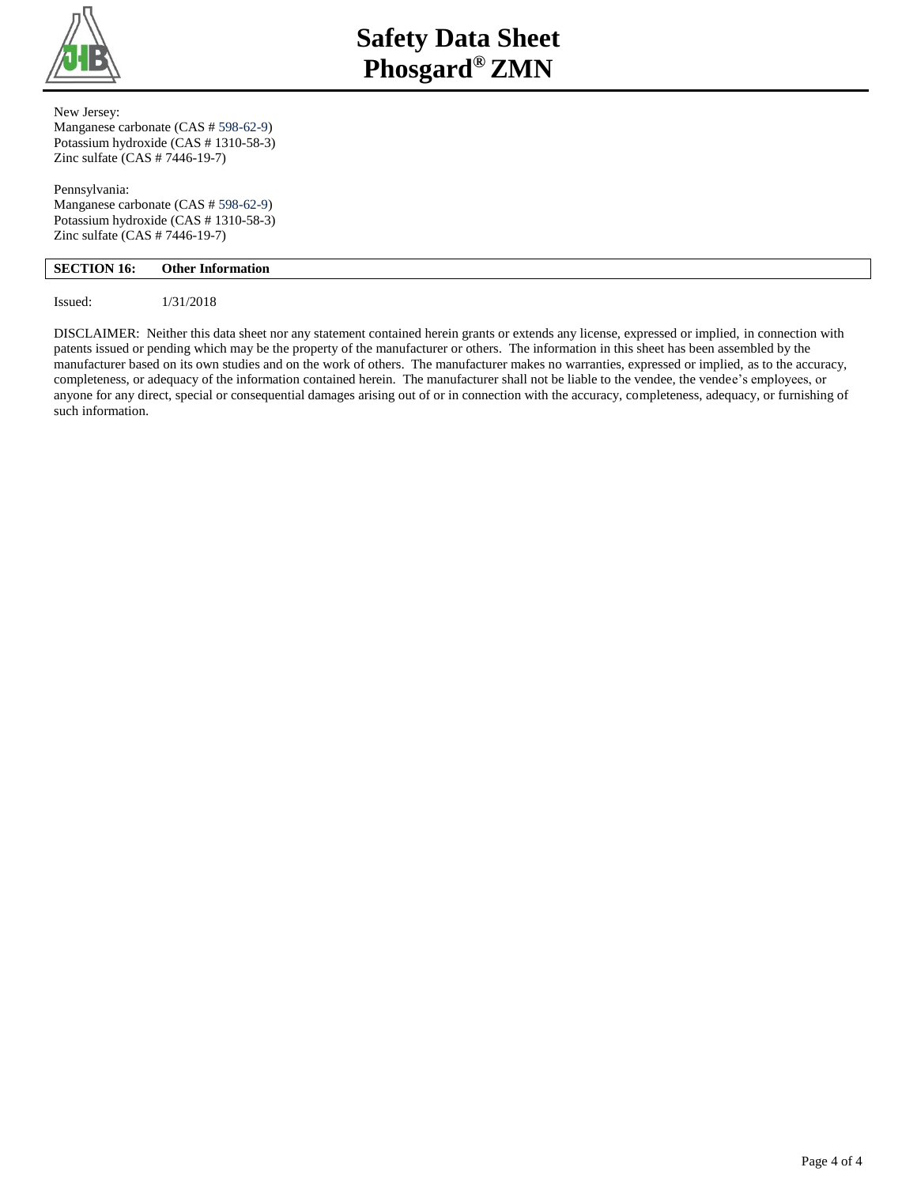New Jersey:
Manganese carbonate (CAS # 598-62-9)
Potassium hydroxide (CAS # 1310-58-3)
Zinc sulfate (CAS # 7446-19-7)

Pennsylvania:
Manganese carbonate (CAS # 598-62-9)
Potassium hydroxide (CAS # 1310-58-3)
Zinc sulfate (CAS # 7446-19-7)

## SECTION 16: Other Information

Issued: 1/31/2018

DISCLAIMER: Neither this data sheet nor any statement contained herein grants or extends any license, expressed or implied, in connection with patents issued or pending which may be the property of the manufacturer or others. The information in this sheet has been assembled by the manufacturer based on its own studies and on the work of others. The manufacturer makes no warranties, expressed or implied, as to the accuracy, completeness, or adequacy of the information contained herein. The manufacturer shall not be liable to the vendee, the vendee's employees, or anyone for any direct, special or consequential damages arising out of or in connection with the accuracy, completeness, adequacy, or furnishing of such information.